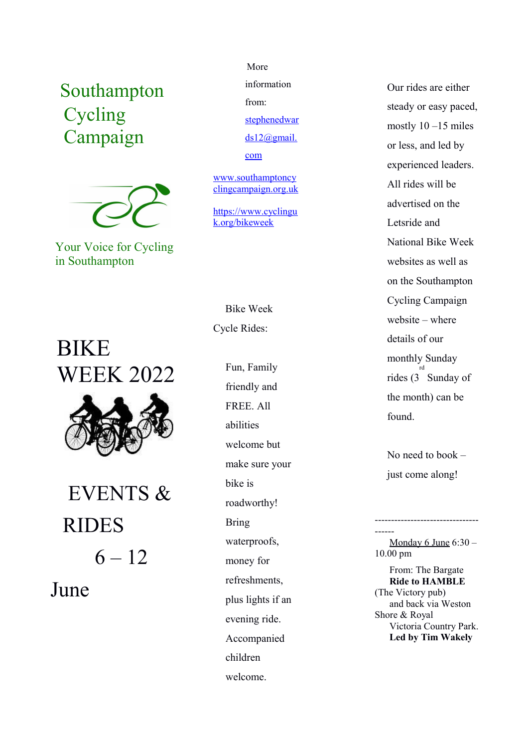# Southampton Cycling Campaign

Your Voice for Cycling in Southampton

# BIKE WEEK 2022

## EVENTS & RIDES

## 6 – 12 June

More information from: stephenedwards12@gmail.com

www.southamptoncyclingcampaign.org.uk

https://www.cyclinguk.org/bikeweek

Bike Week Cycle Rides:

Fun, Family friendly and FREE. All abilities welcome but make sure your bike is roadworthy! Bring waterproofs, money for refreshments, plus lights if an evening ride. Accompanied children welcome.

Our rides are either steady or easy paced, mostly 10 –15 miles or less, and led by experienced leaders. All rides will be advertised on the Letsride and National Bike Week websites as well as on the Southampton Cycling Campaign website – where details of our monthly Sunday rides (3rd Sunday of the month) can be found.

No need to book – just come along!

--------------------------------------

Monday 6 June 6:30 – 10.00 pm

From: The Bargate
**Ride to HAMBLE** (The Victory pub) and back via Weston Shore & Royal Victoria Country Park.
**Led by Tim Wakely**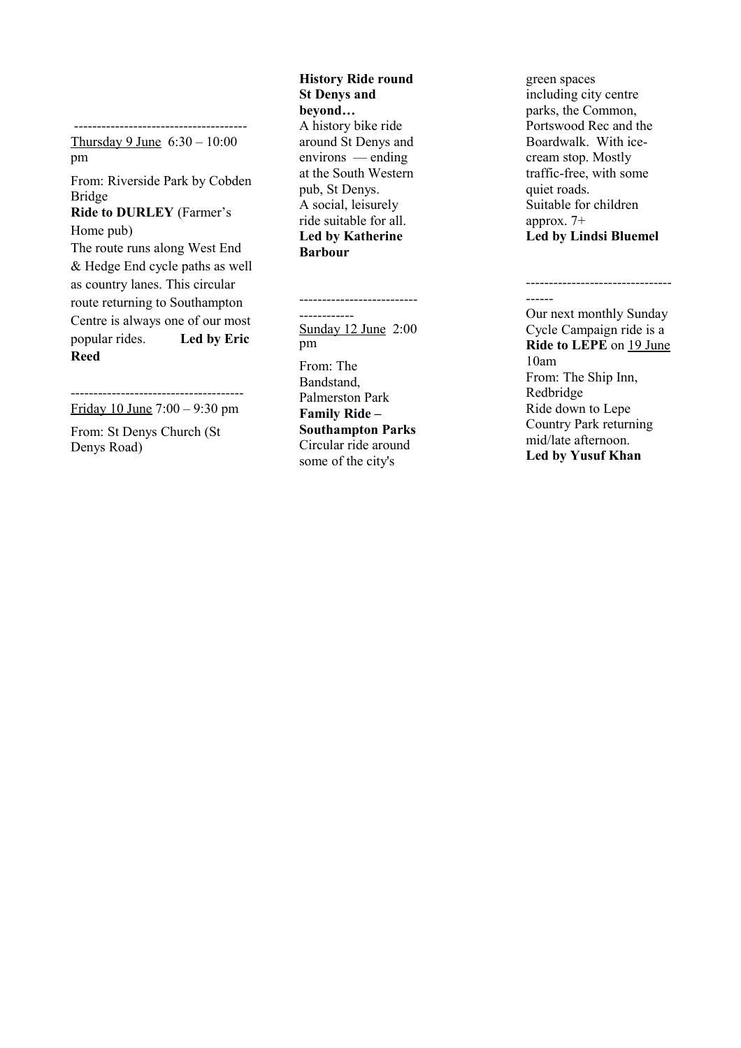---

Thursday 9 June 6:30 – 10:00 pm

From: Riverside Park by Cobden Bridge

**Ride to DURLEY** (Farmer's Home pub)

The route runs along West End & Hedge End cycle paths as well as country lanes. This circular route returning to Southampton Centre is always one of our most popular rides. **Led by Eric Reed**

---

Friday 10 June 7:00 – 9:30 pm

From: St Denys Church (St Denys Road)

**History Ride round St Denys and beyond…**

A history bike ride around St Denys and environs — ending at the South Western pub, St Denys.

A social, leisurely ride suitable for all.

**Led by Katherine Barbour**

---

Sunday 12 June 2:00 pm

From: The Bandstand, Palmerston Park

**Family Ride – Southampton Parks**

Circular ride around some of the city's green spaces including city centre parks, the Common, Portswood Rec and the Boardwalk. With ice-cream stop. Mostly traffic-free, with some quiet roads.

Suitable for children approx. 7+

**Led by Lindsi Bluemel**

---

Our next monthly Sunday Cycle Campaign ride is a **Ride to LEPE** on 19 June 10am

From: The Ship Inn, Redbridge

Ride down to Lepe Country Park returning mid/late afternoon.

**Led by Yusuf Khan**